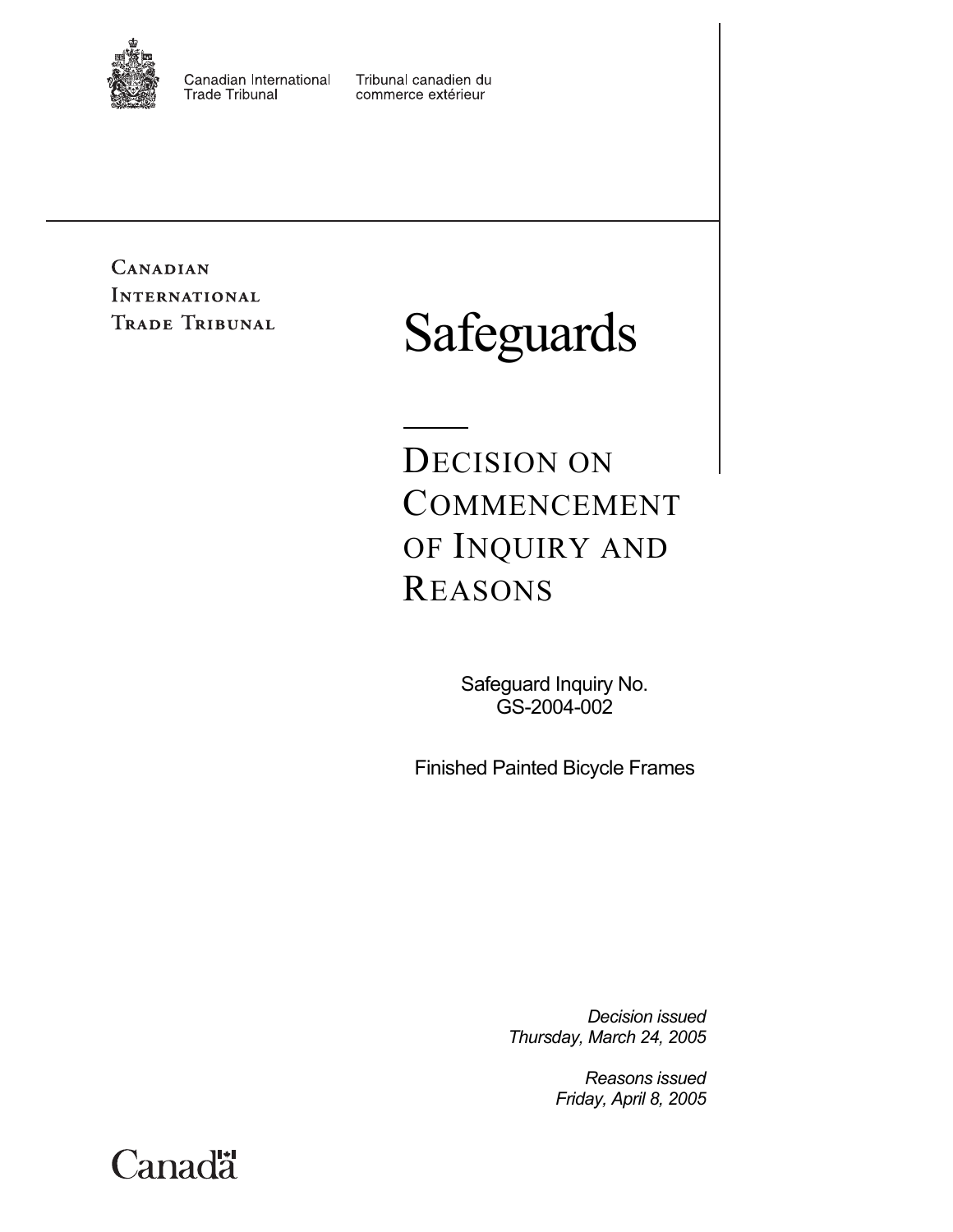Canadian International Trade Tribunal

Tribunal canadien du commerce extérieur

CANADIAN INTERNATIONAL TRADE TRIBUNAL

# Safeguards

## DECISION ON COMMENCEMENT OF INQUIRY AND REASONS

Safeguard Inquiry No. GS-2004-002

Finished Painted Bicycle Frames

*Decision issued*
*Thursday, March 24, 2005*

*Reasons issued*
*Friday, April 8, 2005*

Canada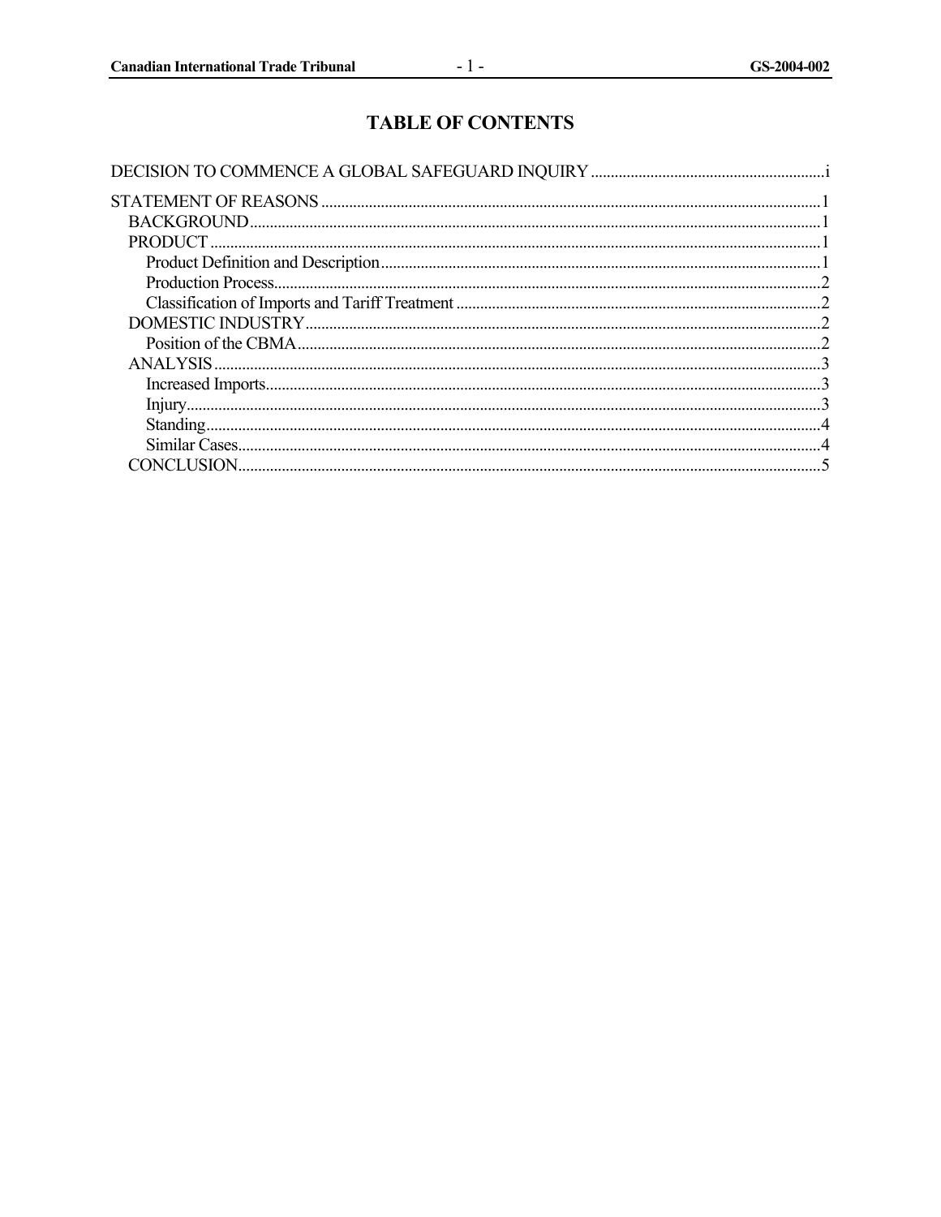# TABLE OF CONTENTS

DECISION TO COMMENCE A GLOBAL SAFEGUARD INQUIRY ..... i

STATEMENT OF REASONS ..... 1
- BACKGROUND ..... 1
- PRODUCT ..... 1
  - Product Definition and Description ..... 1
  - Production Process ..... 2
  - Classification of Imports and Tariff Treatment ..... 2
- DOMESTIC INDUSTRY ..... 2
  - Position of the CBMA ..... 2
- ANALYSIS ..... 3
  - Increased Imports ..... 3
  - Injury ..... 3
  - Standing ..... 4
  - Similar Cases ..... 4
- CONCLUSION ..... 5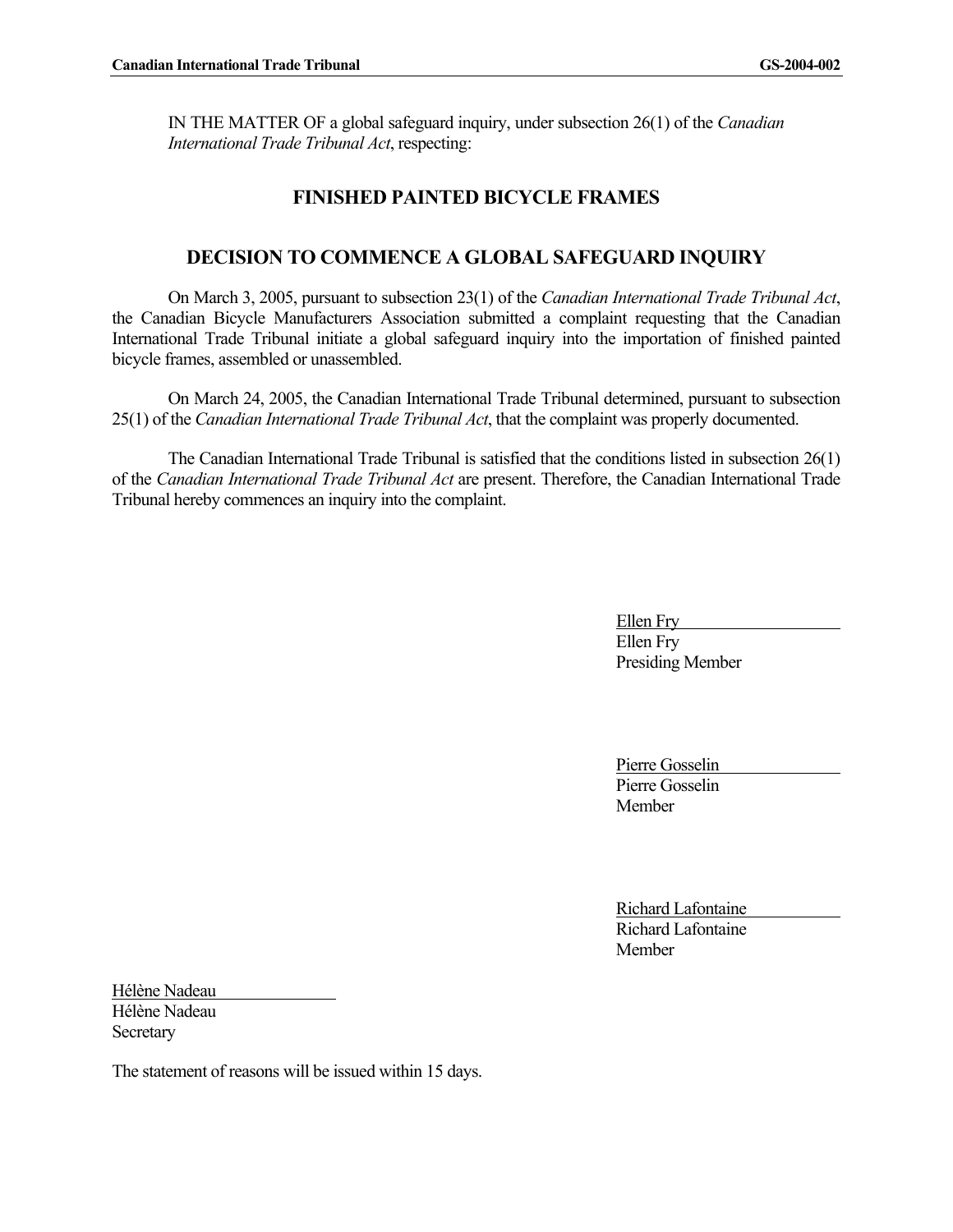IN THE MATTER OF a global safeguard inquiry, under subsection 26(1) of the *Canadian International Trade Tribunal Act*, respecting:

## FINISHED PAINTED BICYCLE FRAMES

## DECISION TO COMMENCE A GLOBAL SAFEGUARD INQUIRY

On March 3, 2005, pursuant to subsection 23(1) of the *Canadian International Trade Tribunal Act*, the Canadian Bicycle Manufacturers Association submitted a complaint requesting that the Canadian International Trade Tribunal initiate a global safeguard inquiry into the importation of finished painted bicycle frames, assembled or unassembled.

On March 24, 2005, the Canadian International Trade Tribunal determined, pursuant to subsection 25(1) of the *Canadian International Trade Tribunal Act*, that the complaint was properly documented.

The Canadian International Trade Tribunal is satisfied that the conditions listed in subsection 26(1) of the *Canadian International Trade Tribunal Act* are present. Therefore, the Canadian International Trade Tribunal hereby commences an inquiry into the complaint.

Ellen Fry
Ellen Fry
Presiding Member

Pierre Gosselin
Pierre Gosselin
Member

Richard Lafontaine
Richard Lafontaine
Member

Hélène Nadeau
Hélène Nadeau
Secretary

The statement of reasons will be issued within 15 days.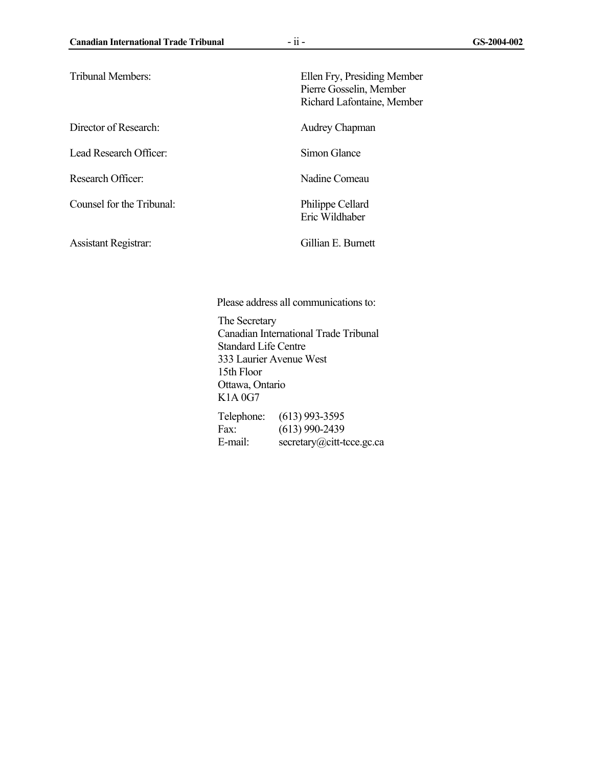| | |
|---|---|
| Tribunal Members: | Ellen Fry, Presiding Member<br>Pierre Gosselin, Member<br>Richard Lafontaine, Member |
| Director of Research: | Audrey Chapman |
| Lead Research Officer: | Simon Glance |
| Research Officer: | Nadine Comeau |
| Counsel for the Tribunal: | Philippe Cellard<br>Eric Wildhaber |
| Assistant Registrar: | Gillian E. Burnett |

Please address all communications to:

The Secretary
Canadian International Trade Tribunal
Standard Life Centre
333 Laurier Avenue West
15th Floor
Ottawa, Ontario
K1A 0G7

| | |
|---|---|
| Telephone: | (613) 993-3595 |
| Fax: | (613) 990-2439 |
| E-mail: | secretary@citt-tcce.gc.ca |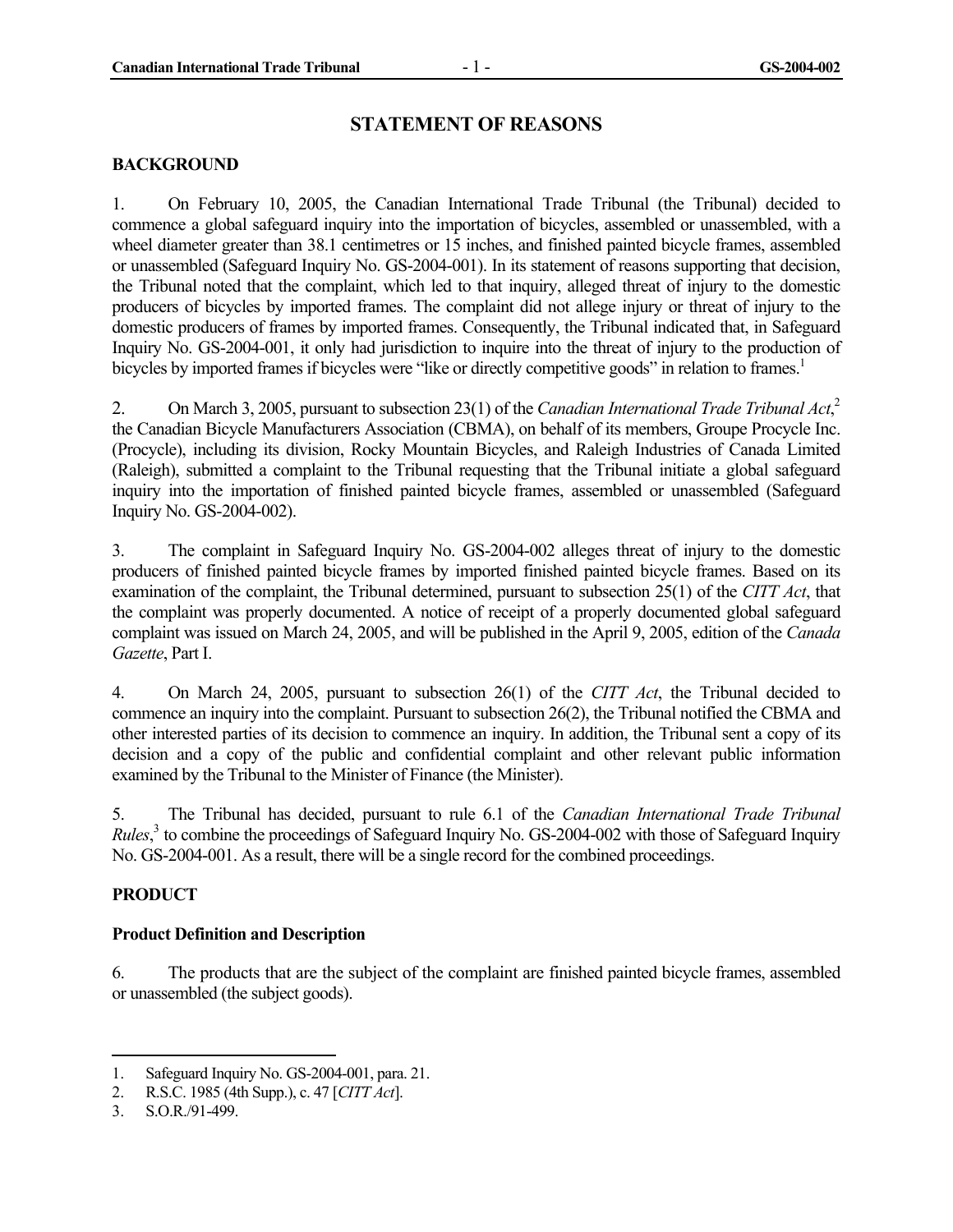## STATEMENT OF REASONS

### BACKGROUND

1. On February 10, 2005, the Canadian International Trade Tribunal (the Tribunal) decided to commence a global safeguard inquiry into the importation of bicycles, assembled or unassembled, with a wheel diameter greater than 38.1 centimetres or 15 inches, and finished painted bicycle frames, assembled or unassembled (Safeguard Inquiry No. GS-2004-001). In its statement of reasons supporting that decision, the Tribunal noted that the complaint, which led to that inquiry, alleged threat of injury to the domestic producers of bicycles by imported frames. The complaint did not allege injury or threat of injury to the domestic producers of frames by imported frames. Consequently, the Tribunal indicated that, in Safeguard Inquiry No. GS-2004-001, it only had jurisdiction to inquire into the threat of injury to the production of bicycles by imported frames if bicycles were "like or directly competitive goods" in relation to frames.[1]

2. On March 3, 2005, pursuant to subsection 23(1) of the *Canadian International Trade Tribunal Act*,[2] the Canadian Bicycle Manufacturers Association (CBMA), on behalf of its members, Groupe Procycle Inc. (Procycle), including its division, Rocky Mountain Bicycles, and Raleigh Industries of Canada Limited (Raleigh), submitted a complaint to the Tribunal requesting that the Tribunal initiate a global safeguard inquiry into the importation of finished painted bicycle frames, assembled or unassembled (Safeguard Inquiry No. GS-2004-002).

3. The complaint in Safeguard Inquiry No. GS-2004-002 alleges threat of injury to the domestic producers of finished painted bicycle frames by imported finished painted bicycle frames. Based on its examination of the complaint, the Tribunal determined, pursuant to subsection 25(1) of the *CITT Act*, that the complaint was properly documented. A notice of receipt of a properly documented global safeguard complaint was issued on March 24, 2005, and will be published in the April 9, 2005, edition of the *Canada Gazette*, Part I.

4. On March 24, 2005, pursuant to subsection 26(1) of the *CITT Act*, the Tribunal decided to commence an inquiry into the complaint. Pursuant to subsection 26(2), the Tribunal notified the CBMA and other interested parties of its decision to commence an inquiry. In addition, the Tribunal sent a copy of its decision and a copy of the public and confidential complaint and other relevant public information examined by the Tribunal to the Minister of Finance (the Minister).

5. The Tribunal has decided, pursuant to rule 6.1 of the *Canadian International Trade Tribunal Rules*,[3] to combine the proceedings of Safeguard Inquiry No. GS-2004-002 with those of Safeguard Inquiry No. GS-2004-001. As a result, there will be a single record for the combined proceedings.

### PRODUCT

#### Product Definition and Description

6. The products that are the subject of the complaint are finished painted bicycle frames, assembled or unassembled (the subject goods).

---

1. Safeguard Inquiry No. GS-2004-001, para. 21.
2. R.S.C. 1985 (4th Supp.), c. 47 [*CITT Act*].
3. S.O.R./91-499.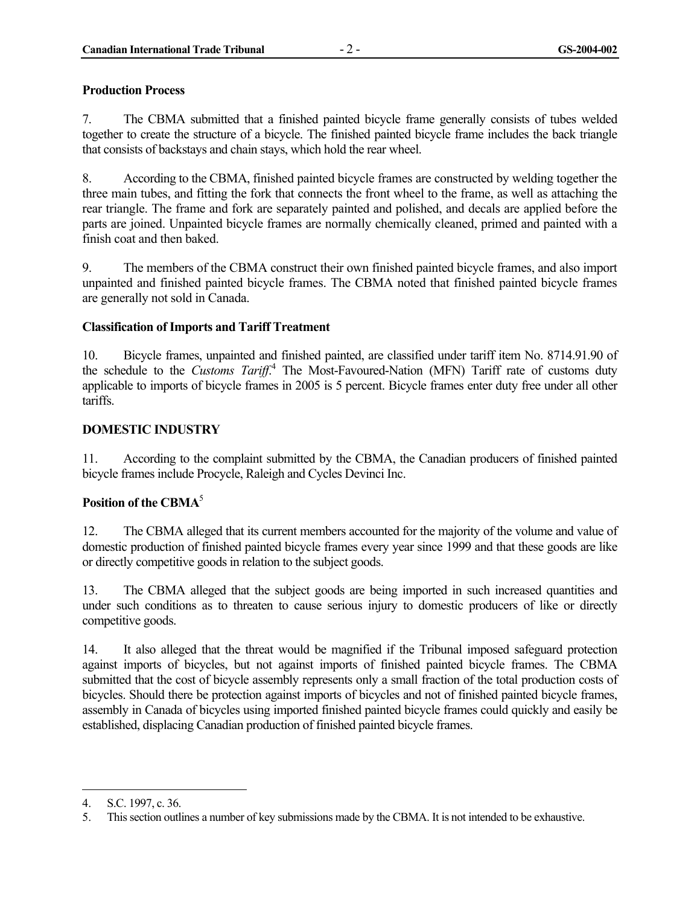**Production Process**

7. The CBMA submitted that a finished painted bicycle frame generally consists of tubes welded together to create the structure of a bicycle. The finished painted bicycle frame includes the back triangle that consists of backstays and chain stays, which hold the rear wheel.

8. According to the CBMA, finished painted bicycle frames are constructed by welding together the three main tubes, and fitting the fork that connects the front wheel to the frame, as well as attaching the rear triangle. The frame and fork are separately painted and polished, and decals are applied before the parts are joined. Unpainted bicycle frames are normally chemically cleaned, primed and painted with a finish coat and then baked.

9. The members of the CBMA construct their own finished painted bicycle frames, and also import unpainted and finished painted bicycle frames. The CBMA noted that finished painted bicycle frames are generally not sold in Canada.

**Classification of Imports and Tariff Treatment**

10. Bicycle frames, unpainted and finished painted, are classified under tariff item No. 8714.91.90 of the schedule to the *Customs Tariff*.[4] The Most-Favoured-Nation (MFN) Tariff rate of customs duty applicable to imports of bicycle frames in 2005 is 5 percent. Bicycle frames enter duty free under all other tariffs.

## DOMESTIC INDUSTRY

11. According to the complaint submitted by the CBMA, the Canadian producers of finished painted bicycle frames include Procycle, Raleigh and Cycles Devinci Inc.

**Position of the CBMA**[5]

12. The CBMA alleged that its current members accounted for the majority of the volume and value of domestic production of finished painted bicycle frames every year since 1999 and that these goods are like or directly competitive goods in relation to the subject goods.

13. The CBMA alleged that the subject goods are being imported in such increased quantities and under such conditions as to threaten to cause serious injury to domestic producers of like or directly competitive goods.

14. It also alleged that the threat would be magnified if the Tribunal imposed safeguard protection against imports of bicycles, but not against imports of finished painted bicycle frames. The CBMA submitted that the cost of bicycle assembly represents only a small fraction of the total production costs of bicycles. Should there be protection against imports of bicycles and not of finished painted bicycle frames, assembly in Canada of bicycles using imported finished painted bicycle frames could quickly and easily be established, displacing Canadian production of finished painted bicycle frames.

---

4. S.C. 1997, c. 36.

5. This section outlines a number of key submissions made by the CBMA. It is not intended to be exhaustive.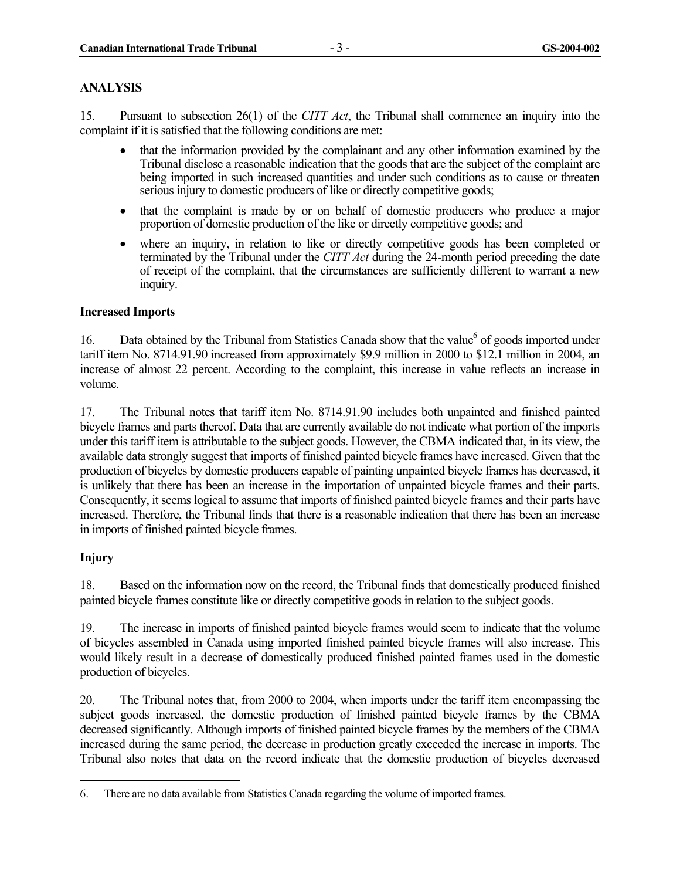## ANALYSIS

15. Pursuant to subsection 26(1) of the *CITT Act*, the Tribunal shall commence an inquiry into the complaint if it is satisfied that the following conditions are met:

- that the information provided by the complainant and any other information examined by the Tribunal disclose a reasonable indication that the goods that are the subject of the complaint are being imported in such increased quantities and under such conditions as to cause or threaten serious injury to domestic producers of like or directly competitive goods;
- that the complaint is made by or on behalf of domestic producers who produce a major proportion of domestic production of the like or directly competitive goods; and
- where an inquiry, in relation to like or directly competitive goods has been completed or terminated by the Tribunal under the *CITT Act* during the 24-month period preceding the date of receipt of the complaint, that the circumstances are sufficiently different to warrant a new inquiry.

### Increased Imports

16. Data obtained by the Tribunal from Statistics Canada show that the value[6] of goods imported under tariff item No. 8714.91.90 increased from approximately $9.9 million in 2000 to $12.1 million in 2004, an increase of almost 22 percent. According to the complaint, this increase in value reflects an increase in volume.

17. The Tribunal notes that tariff item No. 8714.91.90 includes both unpainted and finished painted bicycle frames and parts thereof. Data that are currently available do not indicate what portion of the imports under this tariff item is attributable to the subject goods. However, the CBMA indicated that, in its view, the available data strongly suggest that imports of finished painted bicycle frames have increased. Given that the production of bicycles by domestic producers capable of painting unpainted bicycle frames has decreased, it is unlikely that there has been an increase in the importation of unpainted bicycle frames and their parts. Consequently, it seems logical to assume that imports of finished painted bicycle frames and their parts have increased. Therefore, the Tribunal finds that there is a reasonable indication that there has been an increase in imports of finished painted bicycle frames.

### Injury

18. Based on the information now on the record, the Tribunal finds that domestically produced finished painted bicycle frames constitute like or directly competitive goods in relation to the subject goods.

19. The increase in imports of finished painted bicycle frames would seem to indicate that the volume of bicycles assembled in Canada using imported finished painted bicycle frames will also increase. This would likely result in a decrease of domestically produced finished painted frames used in the domestic production of bicycles.

20. The Tribunal notes that, from 2000 to 2004, when imports under the tariff item encompassing the subject goods increased, the domestic production of finished painted bicycle frames by the CBMA decreased significantly. Although imports of finished painted bicycle frames by the members of the CBMA increased during the same period, the decrease in production greatly exceeded the increase in imports. The Tribunal also notes that data on the record indicate that the domestic production of bicycles decreased

---

6. There are no data available from Statistics Canada regarding the volume of imported frames.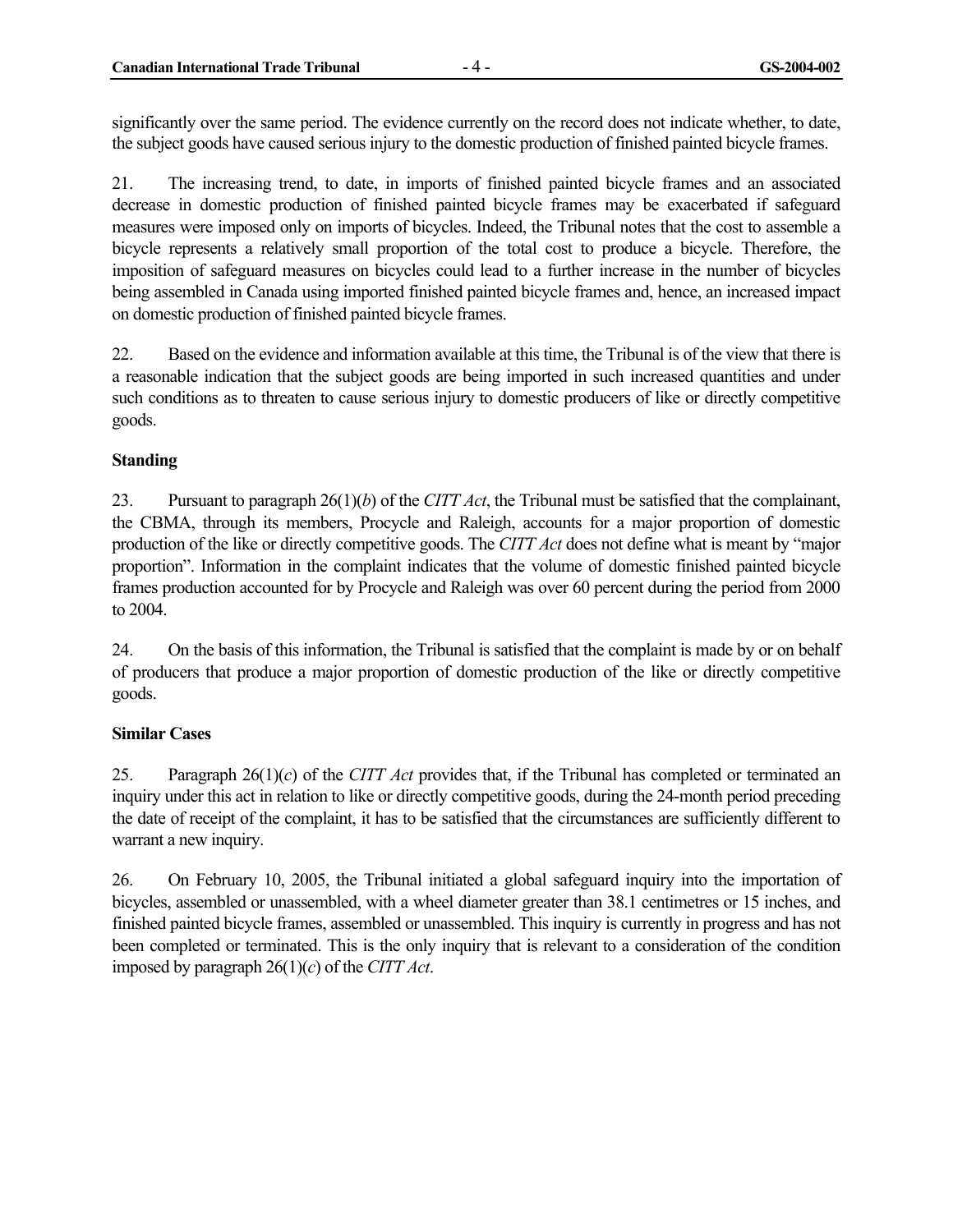significantly over the same period. The evidence currently on the record does not indicate whether, to date, the subject goods have caused serious injury to the domestic production of finished painted bicycle frames.

21. The increasing trend, to date, in imports of finished painted bicycle frames and an associated decrease in domestic production of finished painted bicycle frames may be exacerbated if safeguard measures were imposed only on imports of bicycles. Indeed, the Tribunal notes that the cost to assemble a bicycle represents a relatively small proportion of the total cost to produce a bicycle. Therefore, the imposition of safeguard measures on bicycles could lead to a further increase in the number of bicycles being assembled in Canada using imported finished painted bicycle frames and, hence, an increased impact on domestic production of finished painted bicycle frames.

22. Based on the evidence and information available at this time, the Tribunal is of the view that there is a reasonable indication that the subject goods are being imported in such increased quantities and under such conditions as to threaten to cause serious injury to domestic producers of like or directly competitive goods.

**Standing**

23. Pursuant to paragraph 26(1)(*b*) of the *CITT Act*, the Tribunal must be satisfied that the complainant, the CBMA, through its members, Procycle and Raleigh, accounts for a major proportion of domestic production of the like or directly competitive goods. The *CITT Act* does not define what is meant by "major proportion". Information in the complaint indicates that the volume of domestic finished painted bicycle frames production accounted for by Procycle and Raleigh was over 60 percent during the period from 2000 to 2004.

24. On the basis of this information, the Tribunal is satisfied that the complaint is made by or on behalf of producers that produce a major proportion of domestic production of the like or directly competitive goods.

**Similar Cases**

25. Paragraph 26(1)(*c*) of the *CITT Act* provides that, if the Tribunal has completed or terminated an inquiry under this act in relation to like or directly competitive goods, during the 24-month period preceding the date of receipt of the complaint, it has to be satisfied that the circumstances are sufficiently different to warrant a new inquiry.

26. On February 10, 2005, the Tribunal initiated a global safeguard inquiry into the importation of bicycles, assembled or unassembled, with a wheel diameter greater than 38.1 centimetres or 15 inches, and finished painted bicycle frames, assembled or unassembled. This inquiry is currently in progress and has not been completed or terminated. This is the only inquiry that is relevant to a consideration of the condition imposed by paragraph 26(1)(*c*) of the *CITT Act*.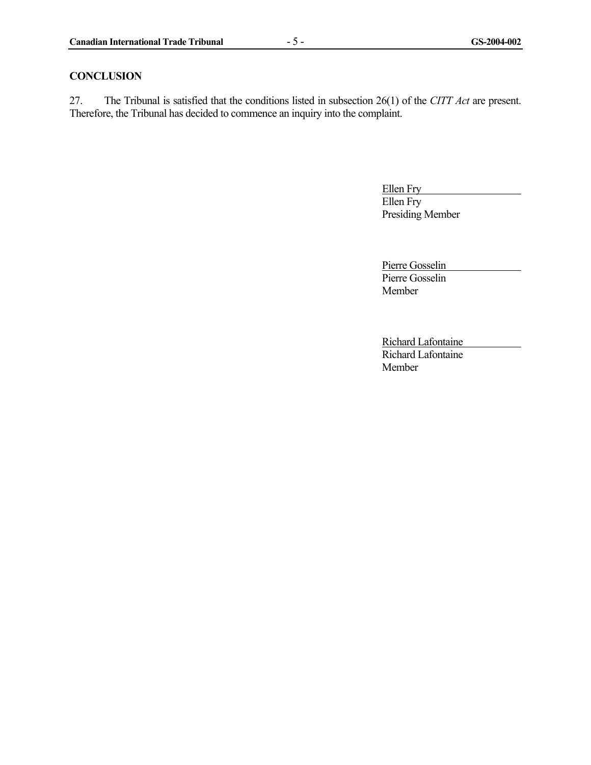**CONCLUSION**

27. The Tribunal is satisfied that the conditions listed in subsection 26(1) of the *CITT Act* are present. Therefore, the Tribunal has decided to commence an inquiry into the complaint.

Ellen Fry
Ellen Fry
Presiding Member

Pierre Gosselin
Pierre Gosselin
Member

Richard Lafontaine
Richard Lafontaine
Member